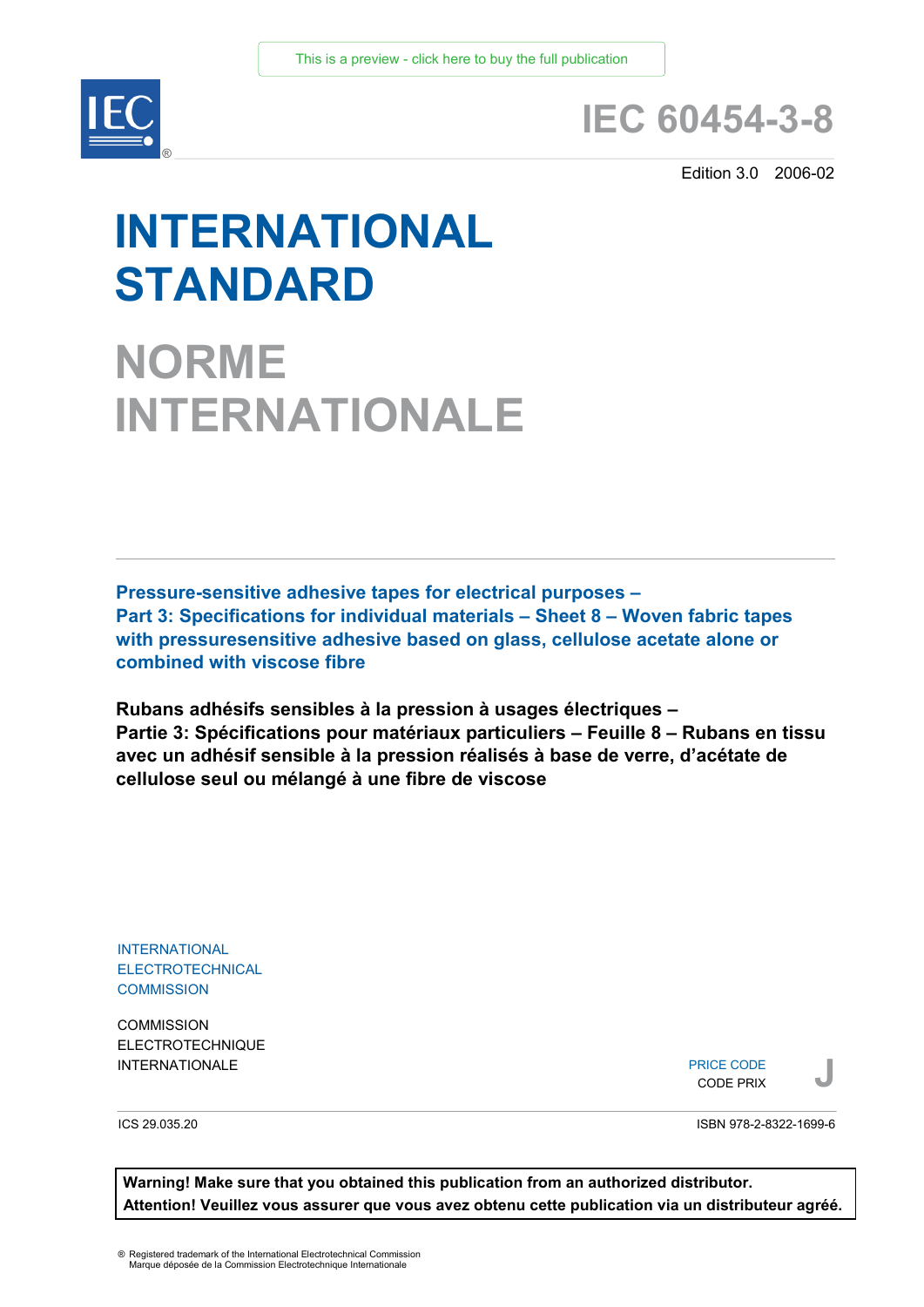This is a preview - click here to buy the full publication

IEC

# IEC 60454-3-8

Edition 3.0 2006-02

# INTERNATIONAL STANDARD

# NORME INTERNATIONALE

**Pressure-sensitive adhesive tapes for electrical purposes –
Part 3: Specifications for individual materials – Sheet 8 – Woven fabric tapes with pressuresensitive adhesive based on glass, cellulose acetate alone or combined with viscose fibre**

**Rubans adhésifs sensibles à la pression à usages électriques –
Partie 3: Spécifications pour matériaux particuliers – Feuille 8 – Rubans en tissu avec un adhésif sensible à la pression réalisés à base de verre, d'acétate de cellulose seul ou mélangé à une fibre de viscose**

INTERNATIONAL
ELECTROTECHNICAL
COMMISSION

COMMISSION
ELECTROTECHNIQUE
INTERNATIONALE

PRICE CODE
CODE PRIX **J**

ICS 29.035.20

ISBN 978-2-8322-1699-6

**Warning! Make sure that you obtained this publication from an authorized distributor.**
**Attention! Veuillez vous assurer que vous avez obtenu cette publication via un distributeur agréé.**

® Registered trademark of the International Electrotechnical Commission
Marque déposée de la Commission Electrotechnique Internationale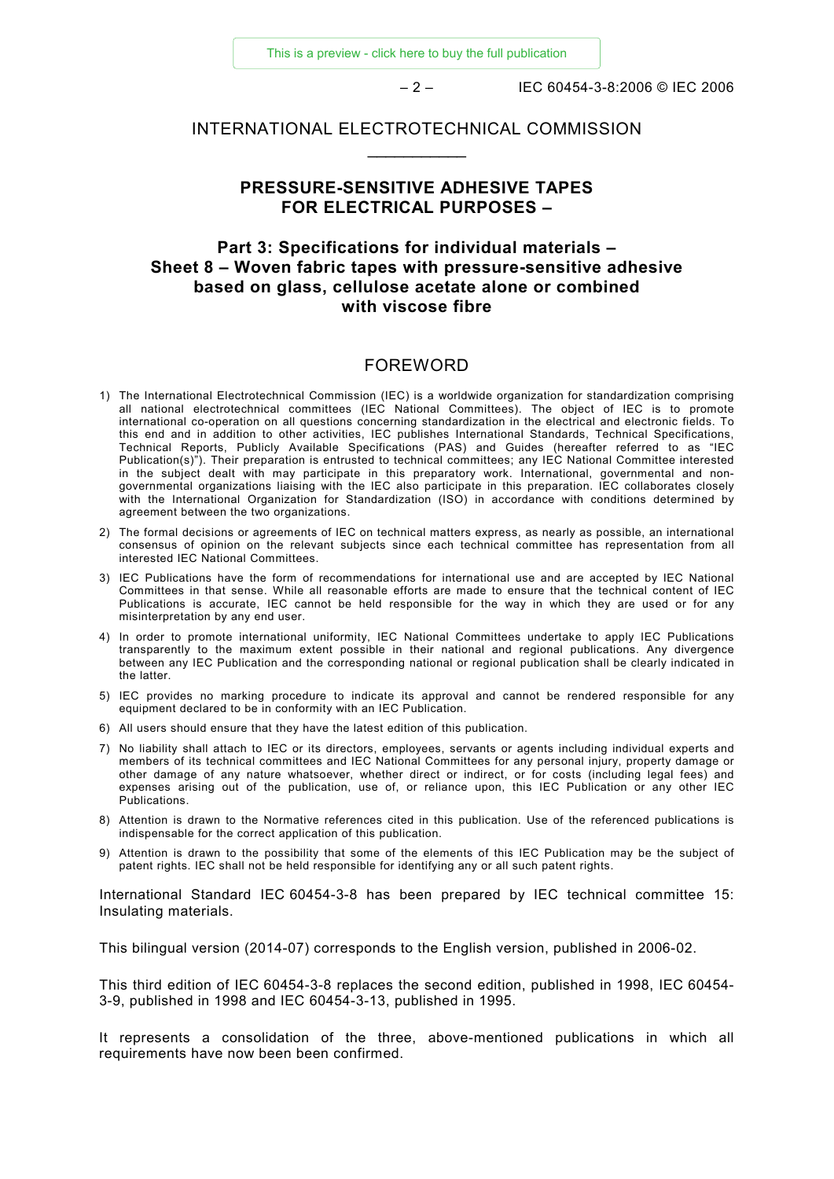# INTERNATIONAL ELECTROTECHNICAL COMMISSION

___________

## PRESSURE-SENSITIVE ADHESIVE TAPES FOR ELECTRICAL PURPOSES –

## Part 3: Specifications for individual materials – Sheet 8 – Woven fabric tapes with pressure-sensitive adhesive based on glass, cellulose acetate alone or combined with viscose fibre

## FOREWORD

1) The International Electrotechnical Commission (IEC) is a worldwide organization for standardization comprising all national electrotechnical committees (IEC National Committees). The object of IEC is to promote international co-operation on all questions concerning standardization in the electrical and electronic fields. To this end and in addition to other activities, IEC publishes International Standards, Technical Specifications, Technical Reports, Publicly Available Specifications (PAS) and Guides (hereafter referred to as "IEC Publication(s)"). Their preparation is entrusted to technical committees; any IEC National Committee interested in the subject dealt with may participate in this preparatory work. International, governmental and non-governmental organizations liaising with the IEC also participate in this preparation. IEC collaborates closely with the International Organization for Standardization (ISO) in accordance with conditions determined by agreement between the two organizations.
2) The formal decisions or agreements of IEC on technical matters express, as nearly as possible, an international consensus of opinion on the relevant subjects since each technical committee has representation from all interested IEC National Committees.
3) IEC Publications have the form of recommendations for international use and are accepted by IEC National Committees in that sense. While all reasonable efforts are made to ensure that the technical content of IEC Publications is accurate, IEC cannot be held responsible for the way in which they are used or for any misinterpretation by any end user.
4) In order to promote international uniformity, IEC National Committees undertake to apply IEC Publications transparently to the maximum extent possible in their national and regional publications. Any divergence between any IEC Publication and the corresponding national or regional publication shall be clearly indicated in the latter.
5) IEC provides no marking procedure to indicate its approval and cannot be rendered responsible for any equipment declared to be in conformity with an IEC Publication.
6) All users should ensure that they have the latest edition of this publication.
7) No liability shall attach to IEC or its directors, employees, servants or agents including individual experts and members of its technical committees and IEC National Committees for any personal injury, property damage or other damage of any nature whatsoever, whether direct or indirect, or for costs (including legal fees) and expenses arising out of the publication, use of, or reliance upon, this IEC Publication or any other IEC Publications.
8) Attention is drawn to the Normative references cited in this publication. Use of the referenced publications is indispensable for the correct application of this publication.
9) Attention is drawn to the possibility that some of the elements of this IEC Publication may be the subject of patent rights. IEC shall not be held responsible for identifying any or all such patent rights.

International Standard IEC 60454-3-8 has been prepared by IEC technical committee 15: Insulating materials.

This bilingual version (2014-07) corresponds to the English version, published in 2006-02.

This third edition of IEC 60454-3-8 replaces the second edition, published in 1998, IEC 60454-3-9, published in 1998 and IEC 60454-3-13, published in 1995.

It represents a consolidation of the three, above-mentioned publications in which all requirements have now been been confirmed.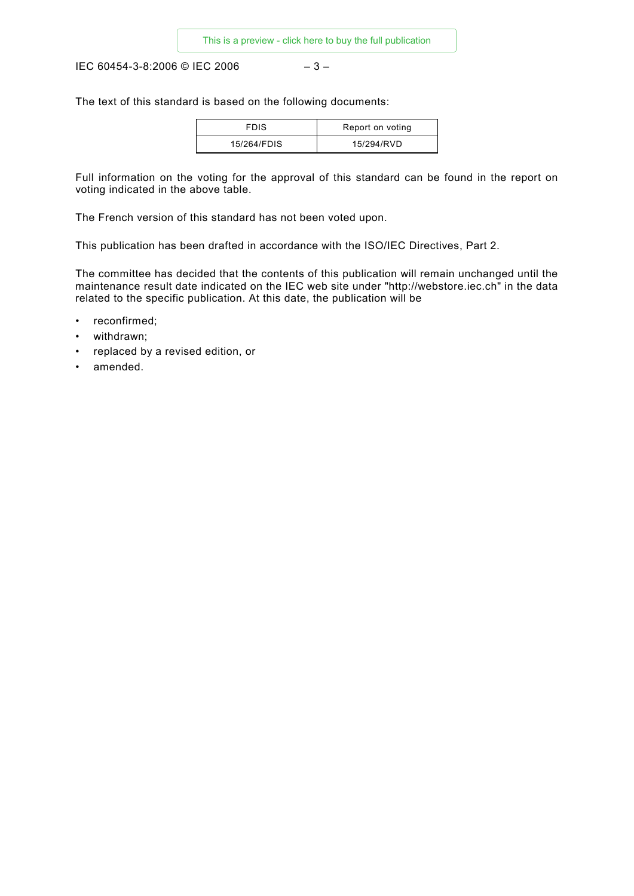The text of this standard is based on the following documents:

| FDIS | Report on voting |
| --- | --- |
| 15/264/FDIS | 15/294/RVD |

Full information on the voting for the approval of this standard can be found in the report on voting indicated in the above table.

The French version of this standard has not been voted upon.

This publication has been drafted in accordance with the ISO/IEC Directives, Part 2.

The committee has decided that the contents of this publication will remain unchanged until the maintenance result date indicated on the IEC web site under "http://webstore.iec.ch" in the data related to the specific publication. At this date, the publication will be

- reconfirmed;
- withdrawn;
- replaced by a revised edition, or
- amended.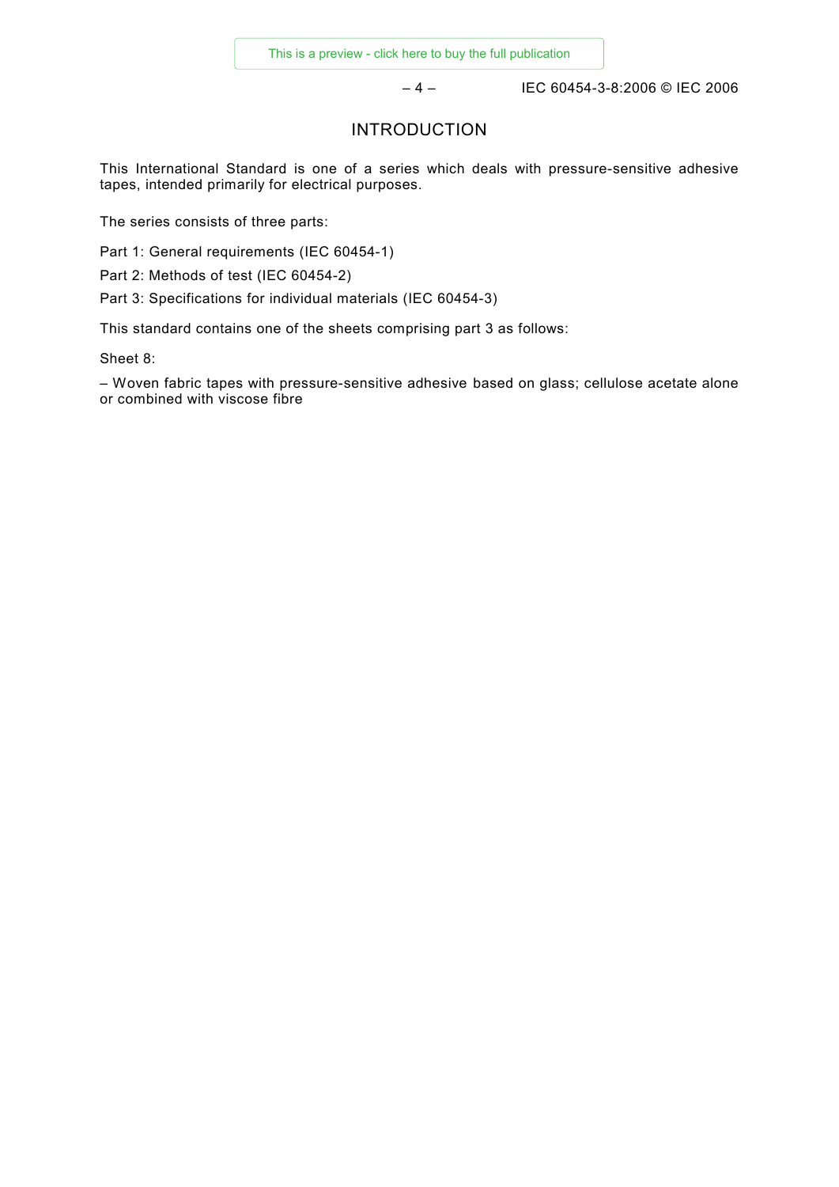# INTRODUCTION

This International Standard is one of a series which deals with pressure-sensitive adhesive tapes, intended primarily for electrical purposes.

The series consists of three parts:

Part 1: General requirements (IEC 60454-1)

Part 2: Methods of test (IEC 60454-2)

Part 3: Specifications for individual materials (IEC 60454-3)

This standard contains one of the sheets comprising part 3 as follows:

Sheet 8:

– Woven fabric tapes with pressure-sensitive adhesive based on glass; cellulose acetate alone or combined with viscose fibre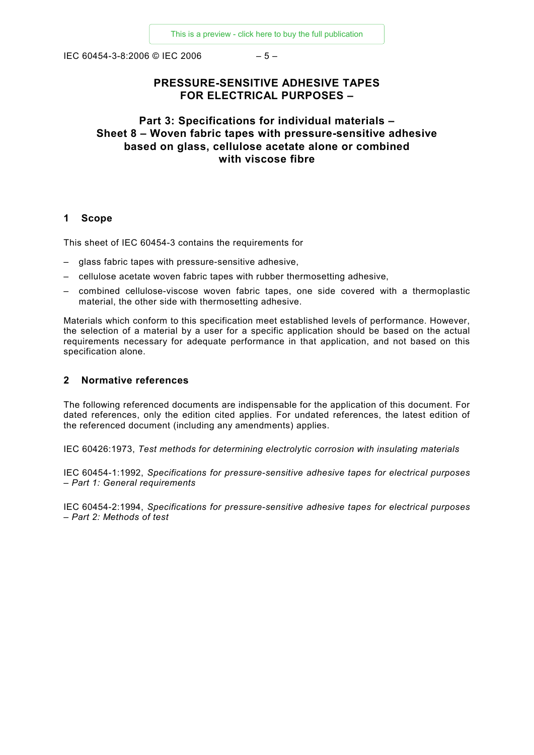# PRESSURE-SENSITIVE ADHESIVE TAPES FOR ELECTRICAL PURPOSES –

## Part 3: Specifications for individual materials – Sheet 8 – Woven fabric tapes with pressure-sensitive adhesive based on glass, cellulose acetate alone or combined with viscose fibre

### 1 Scope

This sheet of IEC 60454-3 contains the requirements for

- glass fabric tapes with pressure-sensitive adhesive,
- cellulose acetate woven fabric tapes with rubber thermosetting adhesive,
- combined cellulose-viscose woven fabric tapes, one side covered with a thermoplastic material, the other side with thermosetting adhesive.

Materials which conform to this specification meet established levels of performance. However, the selection of a material by a user for a specific application should be based on the actual requirements necessary for adequate performance in that application, and not based on this specification alone.

### 2 Normative references

The following referenced documents are indispensable for the application of this document. For dated references, only the edition cited applies. For undated references, the latest edition of the referenced document (including any amendments) applies.

IEC 60426:1973, *Test methods for determining electrolytic corrosion with insulating materials*

IEC 60454-1:1992, *Specifications for pressure-sensitive adhesive tapes for electrical purposes – Part 1: General requirements*

IEC 60454-2:1994, *Specifications for pressure-sensitive adhesive tapes for electrical purposes – Part 2: Methods of test*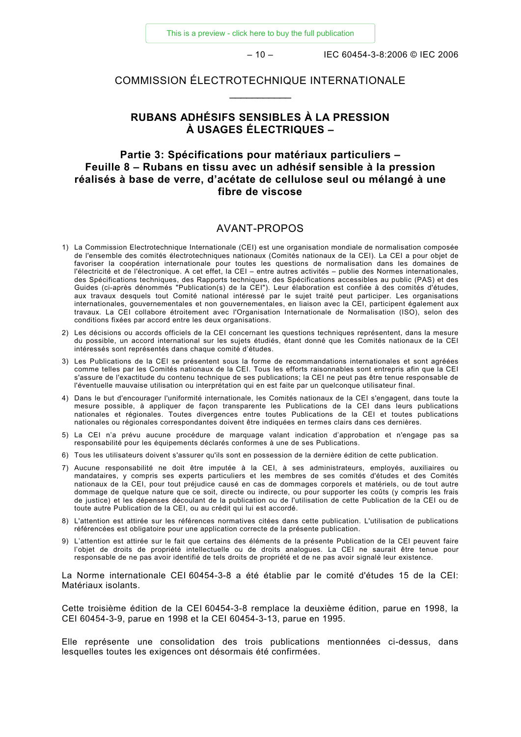# COMMISSION ÉLECTROTECHNIQUE INTERNATIONALE

___________

## RUBANS ADHÉSIFS SENSIBLES À LA PRESSION À USAGES ÉLECTRIQUES –

## Partie 3: Spécifications pour matériaux particuliers – Feuille 8 – Rubans en tissu avec un adhésif sensible à la pression réalisés à base de verre, d'acétate de cellulose seul ou mélangé à une fibre de viscose

## AVANT-PROPOS

1) La Commission Electrotechnique Internationale (CEI) est une organisation mondiale de normalisation composée de l'ensemble des comités électrotechniques nationaux (Comités nationaux de la CEI). La CEI a pour objet de favoriser la coopération internationale pour toutes les questions de normalisation dans les domaines de l'électricité et de l'électronique. A cet effet, la CEI – entre autres activités – publie des Normes internationales, des Spécifications techniques, des Rapports techniques, des Spécifications accessibles au public (PAS) et des Guides (ci-après dénommés "Publication(s) de la CEI"). Leur élaboration est confiée à des comités d'études, aux travaux desquels tout Comité national intéressé par le sujet traité peut participer. Les organisations internationales, gouvernementales et non gouvernementales, en liaison avec la CEI, participent également aux travaux. La CEI collabore étroitement avec l'Organisation Internationale de Normalisation (ISO), selon des conditions fixées par accord entre les deux organisations.

2) Les décisions ou accords officiels de la CEI concernant les questions techniques représentent, dans la mesure du possible, un accord international sur les sujets étudiés, étant donné que les Comités nationaux de la CEI intéressés sont représentés dans chaque comité d'études.

3) Les Publications de la CEI se présentent sous la forme de recommandations internationales et sont agréées comme telles par les Comités nationaux de la CEI. Tous les efforts raisonnables sont entrepris afin que la CEI s'assure de l'exactitude du contenu technique de ses publications; la CEI ne peut pas être tenue responsable de l'éventuelle mauvaise utilisation ou interprétation qui en est faite par un quelconque utilisateur final.

4) Dans le but d'encourager l'uniformité internationale, les Comités nationaux de la CEI s'engagent, dans toute la mesure possible, à appliquer de façon transparente les Publications de la CEI dans leurs publications nationales et régionales. Toutes divergences entre toutes Publications de la CEI et toutes publications nationales ou régionales correspondantes doivent être indiquées en termes clairs dans ces dernières.

5) La CEI n'a prévu aucune procédure de marquage valant indication d'approbation et n'engage pas sa responsabilité pour les équipements déclarés conformes à une de ses Publications.

6) Tous les utilisateurs doivent s'assurer qu'ils sont en possession de la dernière édition de cette publication.

7) Aucune responsabilité ne doit être imputée à la CEI, à ses administrateurs, employés, auxiliaires ou mandataires, y compris ses experts particuliers et les membres de ses comités d'études et des Comités nationaux de la CEI, pour tout préjudice causé en cas de dommages corporels et matériels, ou de tout autre dommage de quelque nature que ce soit, directe ou indirecte, ou pour supporter les coûts (y compris les frais de justice) et les dépenses découlant de la publication ou de l'utilisation de cette Publication de la CEI ou de toute autre Publication de la CEI, ou au crédit qui lui est accordé.

8) L'attention est attirée sur les références normatives citées dans cette publication. L'utilisation de publications référencées est obligatoire pour une application correcte de la présente publication.

9) L'attention est attirée sur le fait que certains des éléments de la présente Publication de la CEI peuvent faire l'objet de droits de propriété intellectuelle ou de droits analogues. La CEI ne saurait être tenue pour responsable de ne pas avoir identifié de tels droits de propriété et de ne pas avoir signalé leur existence.

La Norme internationale CEI 60454-3-8 a été établie par le comité d'études 15 de la CEI: Matériaux isolants.

Cette troisième édition de la CEI 60454-3-8 remplace la deuxième édition, parue en 1998, la CEI 60454-3-9, parue en 1998 et la CEI 60454-3-13, parue en 1995.

Elle représente une consolidation des trois publications mentionnées ci-dessus, dans lesquelles toutes les exigences ont désormais été confirmées.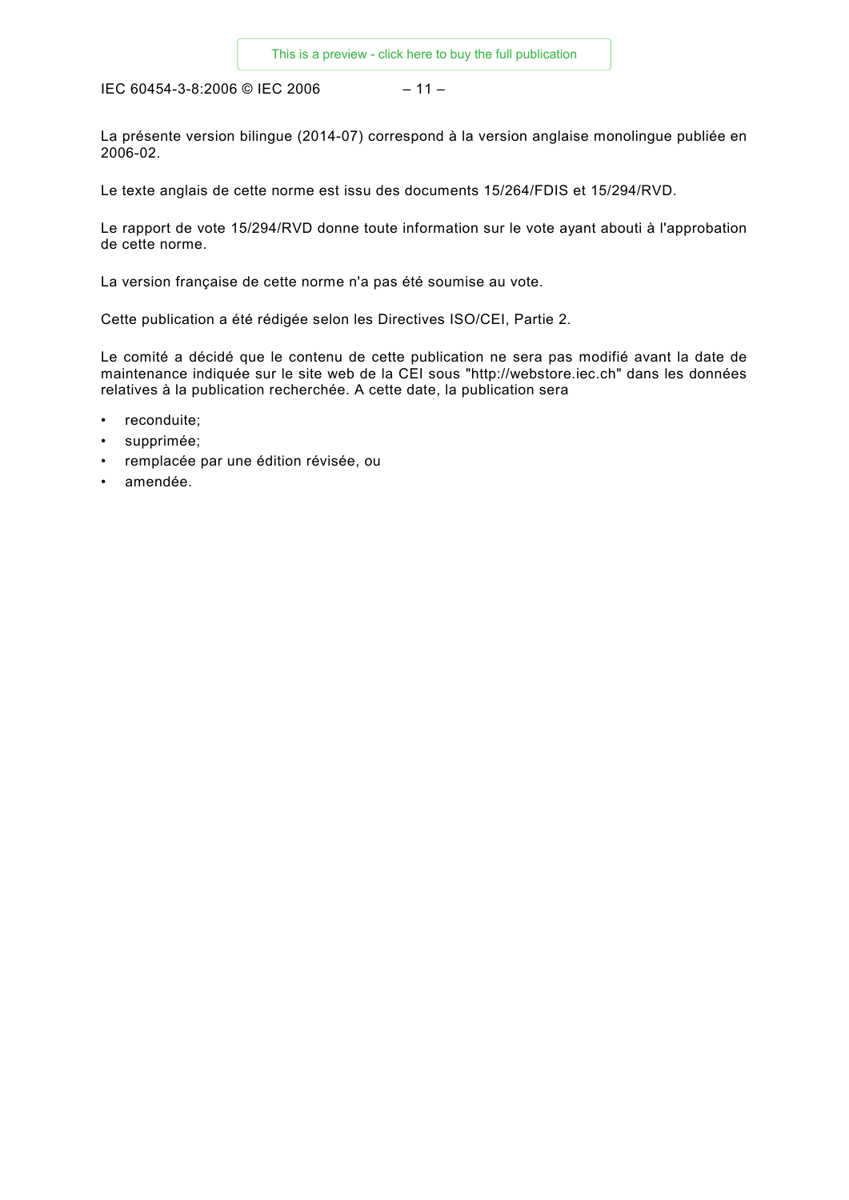La présente version bilingue (2014-07) correspond à la version anglaise monolingue publiée en 2006-02.

Le texte anglais de cette norme est issu des documents 15/264/FDIS et 15/294/RVD.

Le rapport de vote 15/294/RVD donne toute information sur le vote ayant abouti à l'approbation de cette norme.

La version française de cette norme n'a pas été soumise au vote.

Cette publication a été rédigée selon les Directives ISO/CEI, Partie 2.

Le comité a décidé que le contenu de cette publication ne sera pas modifié avant la date de maintenance indiquée sur le site web de la CEI sous "http://webstore.iec.ch" dans les données relatives à la publication recherchée. A cette date, la publication sera

- reconduite;
- supprimée;
- remplacée par une édition révisée, ou
- amendée.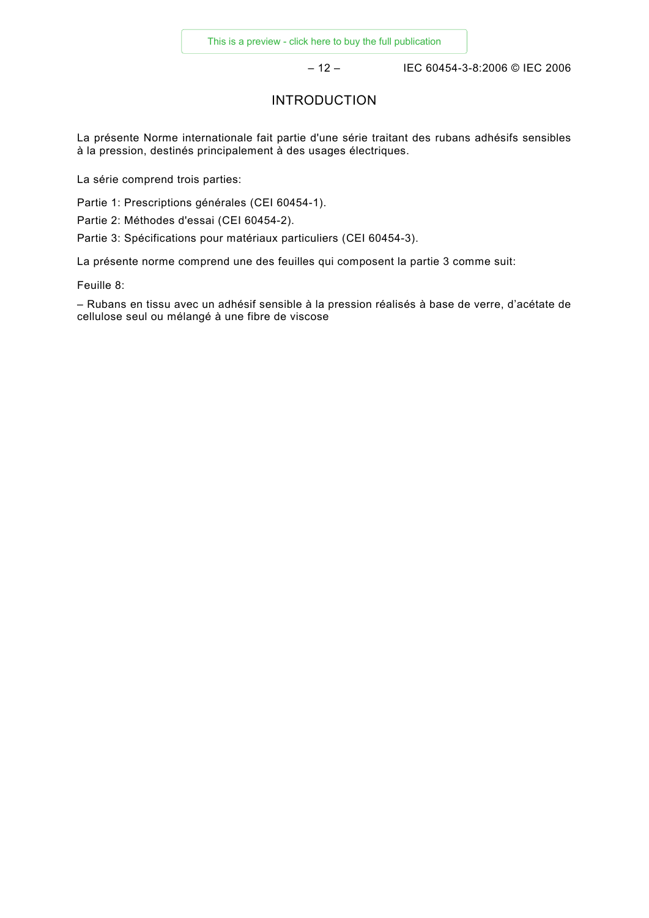# INTRODUCTION

La présente Norme internationale fait partie d'une série traitant des rubans adhésifs sensibles à la pression, destinés principalement à des usages électriques.

La série comprend trois parties:

Partie 1: Prescriptions générales (CEI 60454-1).

Partie 2: Méthodes d'essai (CEI 60454-2).

Partie 3: Spécifications pour matériaux particuliers (CEI 60454-3).

La présente norme comprend une des feuilles qui composent la partie 3 comme suit:

Feuille 8:

– Rubans en tissu avec un adhésif sensible à la pression réalisés à base de verre, d’acétate de cellulose seul ou mélangé à une fibre de viscose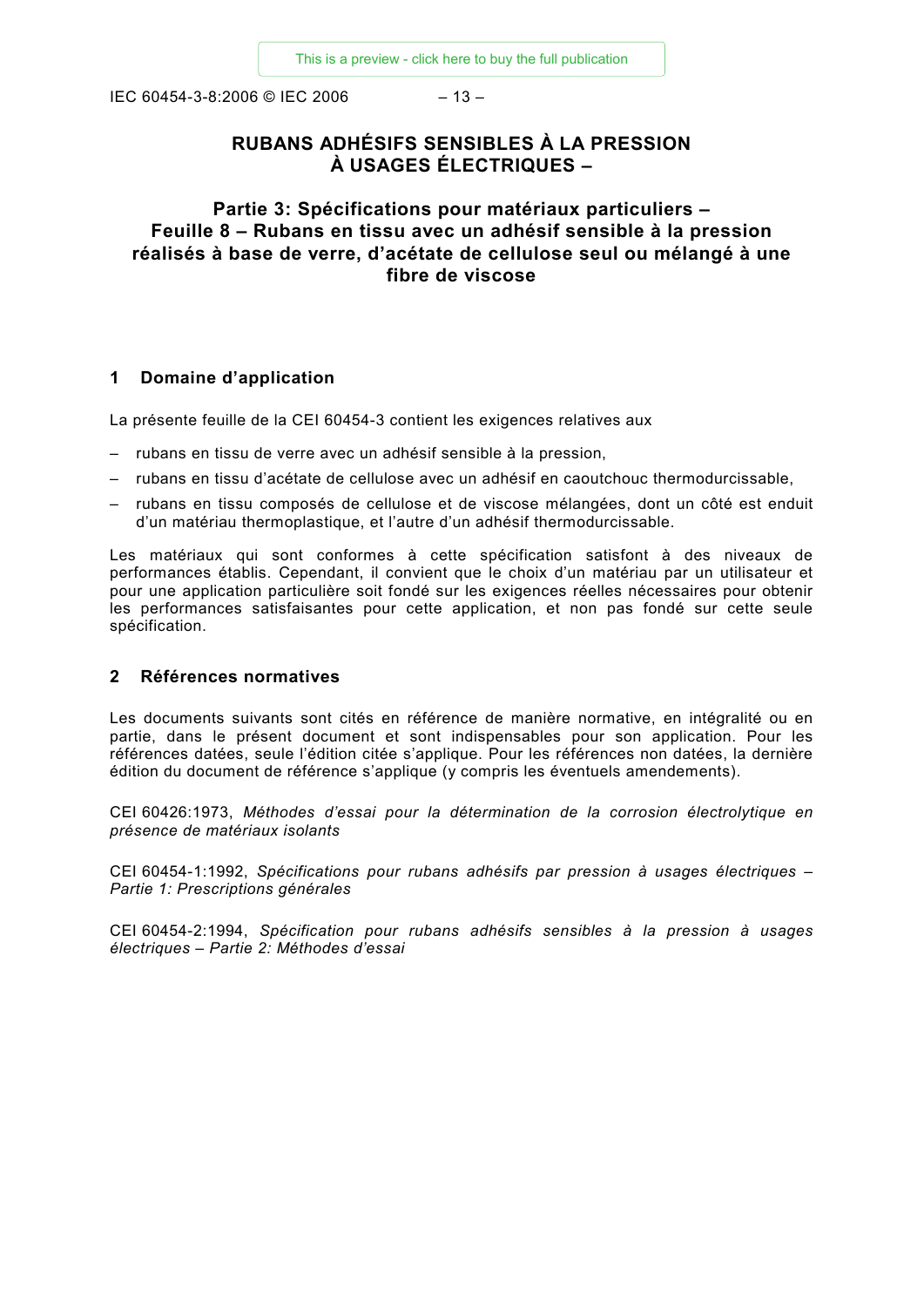# RUBANS ADHÉSIFS SENSIBLES À LA PRESSION À USAGES ÉLECTRIQUES –

## Partie 3: Spécifications pour matériaux particuliers – Feuille 8 – Rubans en tissu avec un adhésif sensible à la pression réalisés à base de verre, d'acétate de cellulose seul ou mélangé à une fibre de viscose

## 1 Domaine d'application

La présente feuille de la CEI 60454-3 contient les exigences relatives aux

- rubans en tissu de verre avec un adhésif sensible à la pression,
- rubans en tissu d'acétate de cellulose avec un adhésif en caoutchouc thermodurcissable,
- rubans en tissu composés de cellulose et de viscose mélangées, dont un côté est enduit d'un matériau thermoplastique, et l'autre d'un adhésif thermodurcissable.

Les matériaux qui sont conformes à cette spécification satisfont à des niveaux de performances établis. Cependant, il convient que le choix d'un matériau par un utilisateur et pour une application particulière soit fondé sur les exigences réelles nécessaires pour obtenir les performances satisfaisantes pour cette application, et non pas fondé sur cette seule spécification.

## 2 Références normatives

Les documents suivants sont cités en référence de manière normative, en intégralité ou en partie, dans le présent document et sont indispensables pour son application. Pour les références datées, seule l'édition citée s'applique. Pour les références non datées, la dernière édition du document de référence s'applique (y compris les éventuels amendements).

CEI 60426:1973, *Méthodes d'essai pour la détermination de la corrosion électrolytique en présence de matériaux isolants*

CEI 60454-1:1992, *Spécifications pour rubans adhésifs par pression à usages électriques – Partie 1: Prescriptions générales*

CEI 60454-2:1994, *Spécification pour rubans adhésifs sensibles à la pression à usages électriques – Partie 2: Méthodes d'essai*